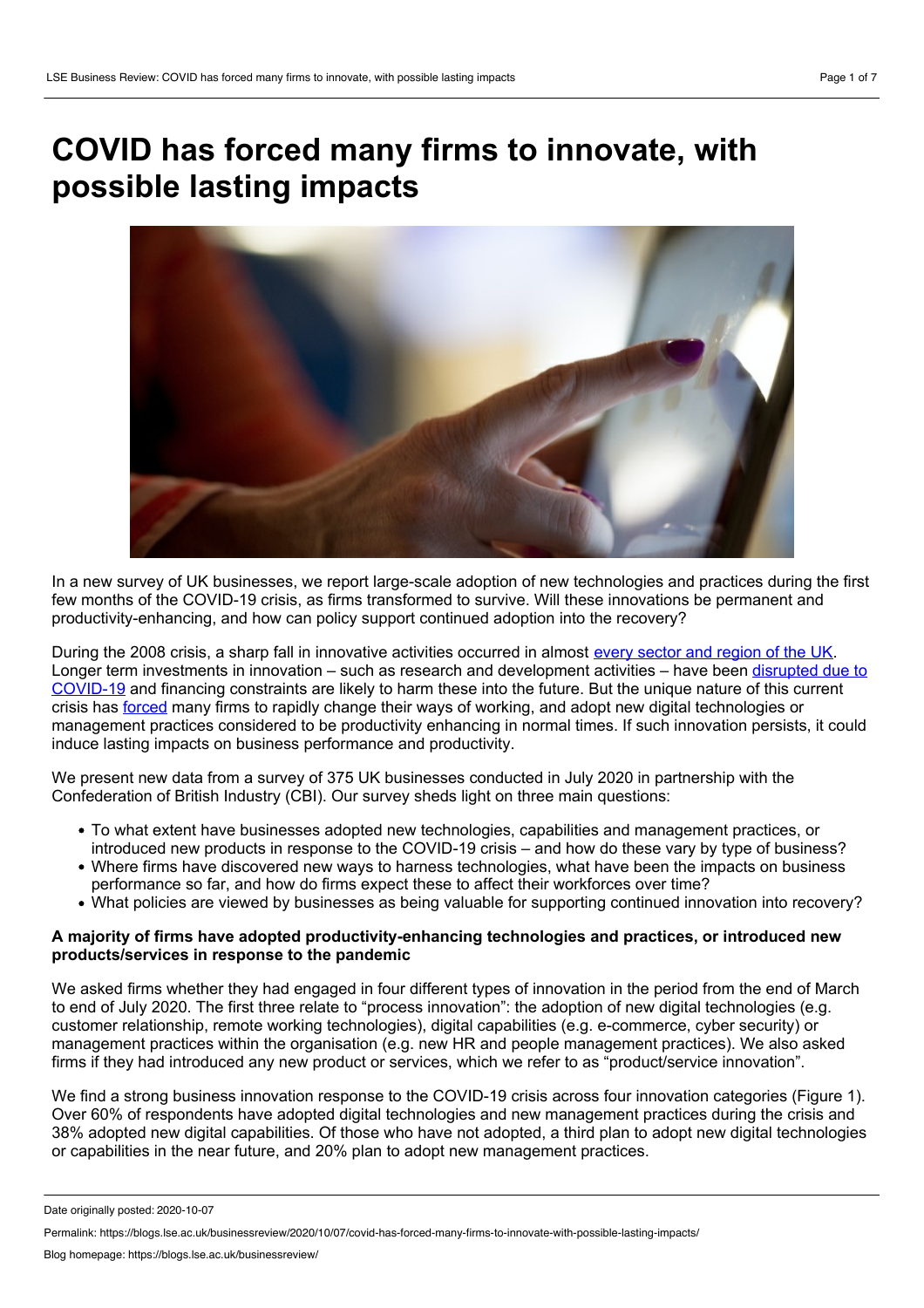# COVID has forced many firms to innovate, with possible lasting impacts

In a new survey of UK businesses, we report large-scale adoption of new technologies and practices during the first few months of the COVID-19 crisis, as firms transformed to survive. Will these innovations be permanent and productivity-enhancing, and how can policy support continued adoption into the recovery?

During the 2008 crisis, a sharp fall in innovative activities occurred in almost every sector and region of the UK. Longer term investments in innovation – such as research and development activities – have been disrupted due to COVID-19 and financing constraints are likely to harm these into the future. But the unique nature of this current crisis has forced many firms to rapidly change their ways of working, and adopt new digital technologies or management practices considered to be productivity enhancing in normal times. If such innovation persists, it could induce lasting impacts on business performance and productivity.

We present new data from a survey of 375 UK businesses conducted in July 2020 in partnership with the Confederation of British Industry (CBI). Our survey sheds light on three main questions:

- To what extent have businesses adopted new technologies, capabilities and management practices, or introduced new products in response to the COVID-19 crisis – and how do these vary by type of business?
- Where firms have discovered new ways to harness technologies, what have been the impacts on business performance so far, and how do firms expect these to affect their workforces over time?
- What policies are viewed by businesses as being valuable for supporting continued innovation into recovery?

**A majority of firms have adopted productivity-enhancing technologies and practices, or introduced new products/services in response to the pandemic**

We asked firms whether they had engaged in four different types of innovation in the period from the end of March to end of July 2020. The first three relate to "process innovation": the adoption of new digital technologies (e.g. customer relationship, remote working technologies), digital capabilities (e.g. e-commerce, cyber security) or management practices within the organisation (e.g. new HR and people management practices). We also asked firms if they had introduced any new product or services, which we refer to as "product/service innovation".

We find a strong business innovation response to the COVID-19 crisis across four innovation categories (Figure 1). Over 60% of respondents have adopted digital technologies and new management practices during the crisis and 38% adopted new digital capabilities. Of those who have not adopted, a third plan to adopt new digital technologies or capabilities in the near future, and 20% plan to adopt new management practices.

Date originally posted: 2020-10-07

Permalink: https://blogs.lse.ac.uk/businessreview/2020/10/07/covid-has-forced-many-firms-to-innovate-with-possible-lasting-impacts/

Blog homepage: https://blogs.lse.ac.uk/businessreview/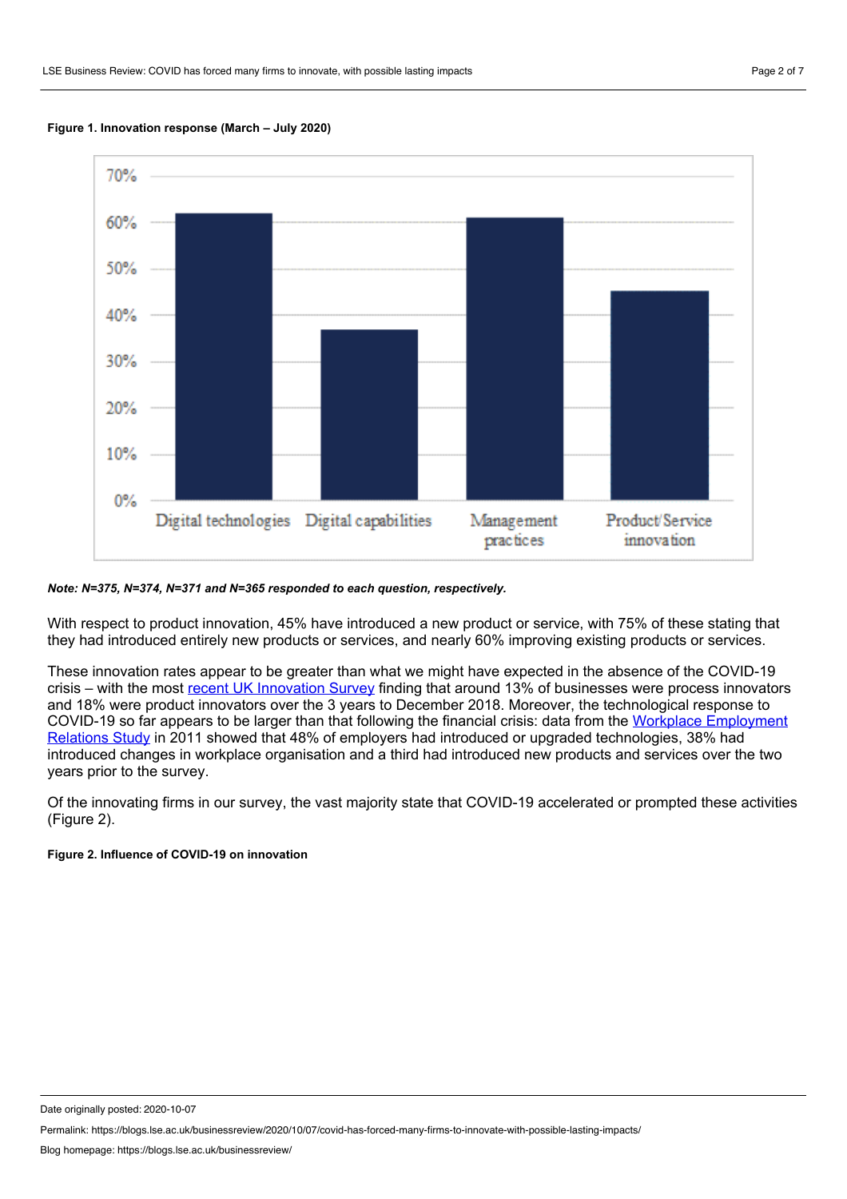**Figure 1. Innovation response (March – July 2020)**

*Note: N=375, N=374, N=371 and N=365 responded to each question, respectively.*

With respect to product innovation, 45% have introduced a new product or service, with 75% of these stating that they had introduced entirely new products or services, and nearly 60% improving existing products or services.

These innovation rates appear to be greater than what we might have expected in the absence of the COVID-19 crisis – with the most [recent UK Innovation Survey] finding that around 13% of businesses were process innovators and 18% were product innovators over the 3 years to December 2018. Moreover, the technological response to COVID-19 so far appears to be larger than that following the financial crisis: data from the [Workplace Employment Relations Study] in 2011 showed that 48% of employers had introduced or upgraded technologies, 38% had introduced changes in workplace organisation and a third had introduced new products and services over the two years prior to the survey.

Of the innovating firms in our survey, the vast majority state that COVID-19 accelerated or prompted these activities (Figure 2).

**Figure 2. Influence of COVID-19 on innovation**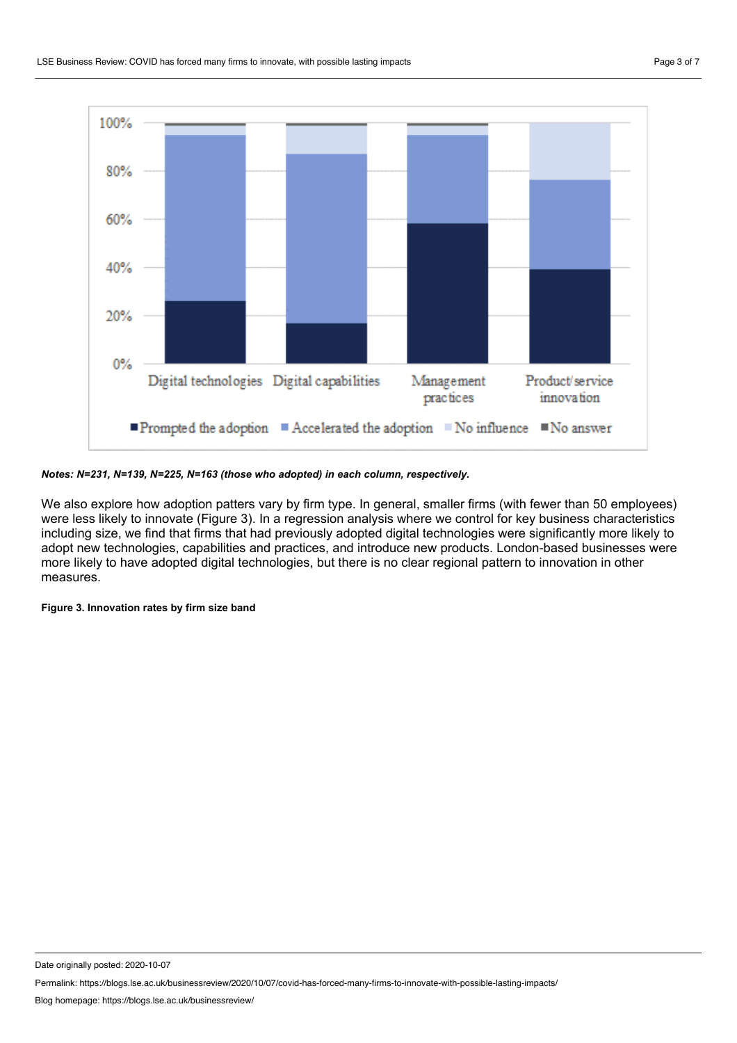*Notes: N=231, N=139, N=225, N=163 (those who adopted) in each column, respectively.*

We also explore how adoption patters vary by firm type. In general, smaller firms (with fewer than 50 employees) were less likely to innovate (Figure 3). In a regression analysis where we control for key business characteristics including size, we find that firms that had previously adopted digital technologies were significantly more likely to adopt new technologies, capabilities and practices, and introduce new products. London-based businesses were more likely to have adopted digital technologies, but there is no clear regional pattern to innovation in other measures.

**Figure 3. Innovation rates by firm size band**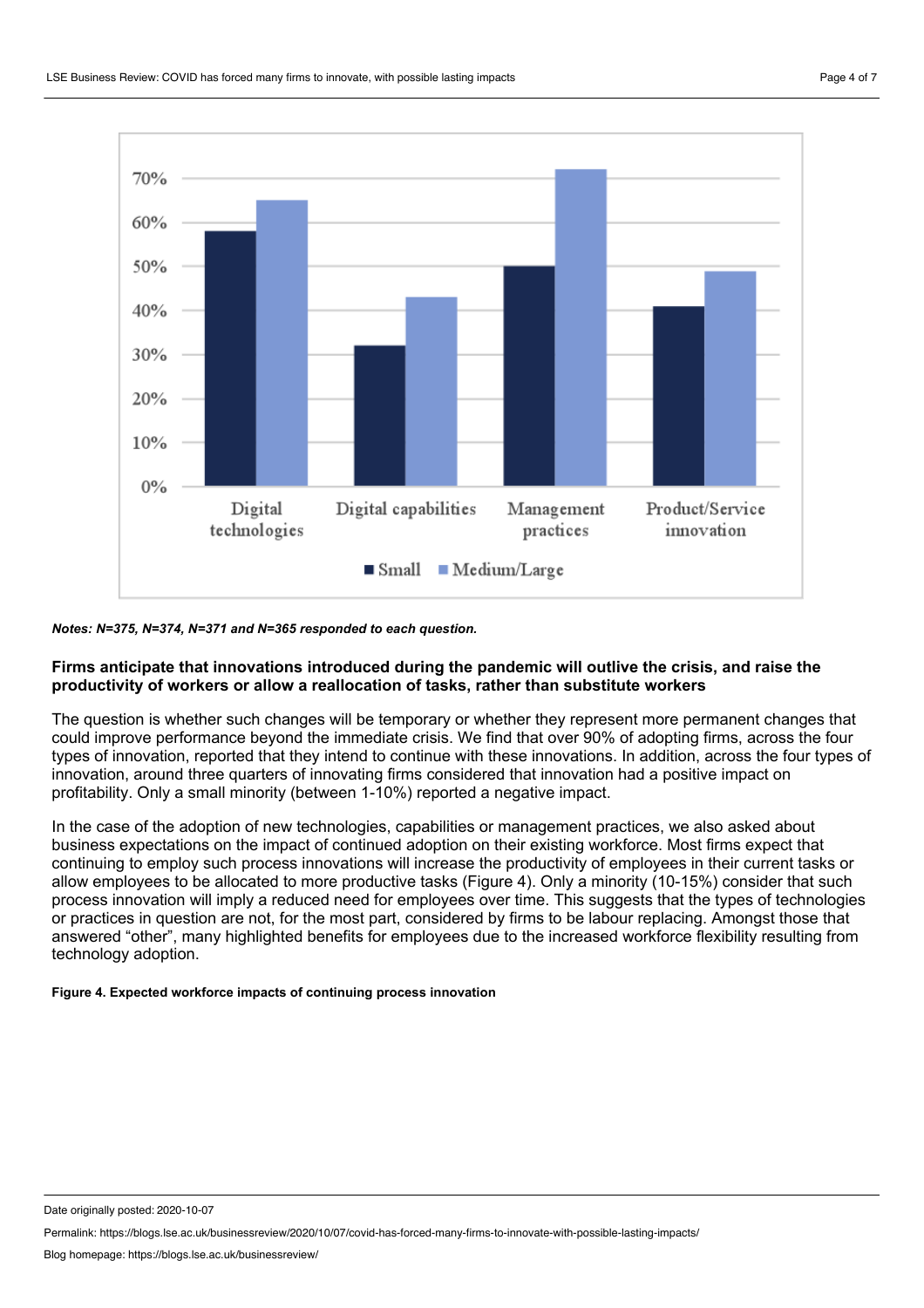*Notes: N=375, N=374, N=371 and N=365 responded to each question.*

**Firms anticipate that innovations introduced during the pandemic will outlive the crisis, and raise the productivity of workers or allow a reallocation of tasks, rather than substitute workers**

The question is whether such changes will be temporary or whether they represent more permanent changes that could improve performance beyond the immediate crisis. We find that over 90% of adopting firms, across the four types of innovation, reported that they intend to continue with these innovations. In addition, across the four types of innovation, around three quarters of innovating firms considered that innovation had a positive impact on profitability. Only a small minority (between 1-10%) reported a negative impact.

In the case of the adoption of new technologies, capabilities or management practices, we also asked about business expectations on the impact of continued adoption on their existing workforce. Most firms expect that continuing to employ such process innovations will increase the productivity of employees in their current tasks or allow employees to be allocated to more productive tasks (Figure 4). Only a minority (10-15%) consider that such process innovation will imply a reduced need for employees over time. This suggests that the types of technologies or practices in question are not, for the most part, considered by firms to be labour replacing. Amongst those that answered "other", many highlighted benefits for employees due to the increased workforce flexibility resulting from technology adoption.

**Figure 4. Expected workforce impacts of continuing process innovation**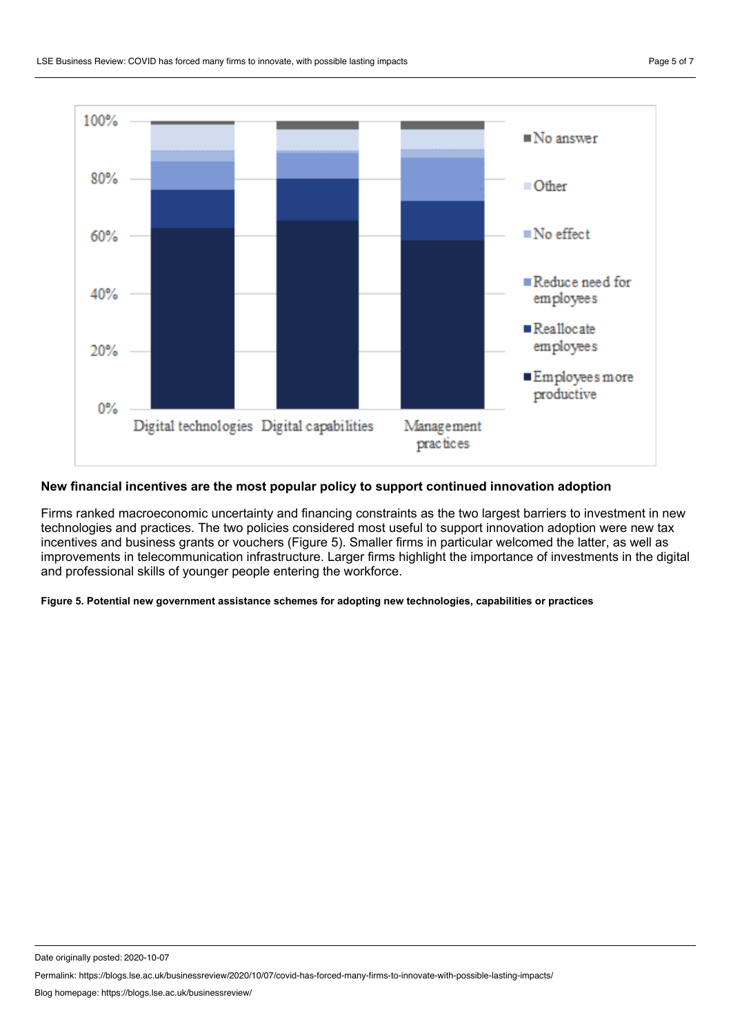## New financial incentives are the most popular policy to support continued innovation adoption

Firms ranked macroeconomic uncertainty and financing constraints as the two largest barriers to investment in new technologies and practices. The two policies considered most useful to support innovation adoption were new tax incentives and business grants or vouchers (Figure 5). Smaller firms in particular welcomed the latter, as well as improvements in telecommunication infrastructure. Larger firms highlight the importance of investments in the digital and professional skills of younger people entering the workforce.

**Figure 5. Potential new government assistance schemes for adopting new technologies, capabilities or practices**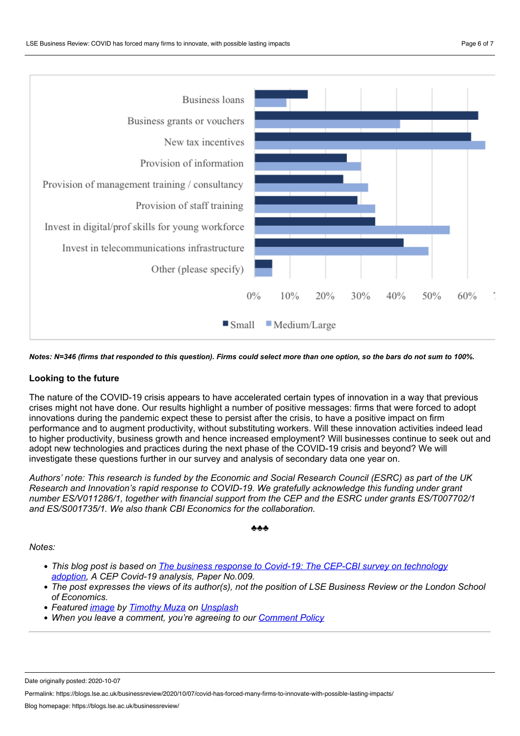Business loans
Business grants or vouchers
New tax incentives
Provision of information
Provision of management training / consultancy
Provision of staff training
Invest in digital/prof skills for young workforce
Invest in telecommunications infrastructure
Other (please specify)

0% 10% 20% 30% 40% 50% 60%

■ Small ■ Medium/Large

***Notes: N=346 (firms that responded to this question). Firms could select more than one option, so the bars do not sum to 100%.***

### Looking to the future

The nature of the COVID-19 crisis appears to have accelerated certain types of innovation in a way that previous crises might not have done. Our results highlight a number of positive messages: firms that were forced to adopt innovations during the pandemic expect these to persist after the crisis, to have a positive impact on firm performance and to augment productivity, without substituting workers. Will these innovation activities indeed lead to higher productivity, business growth and hence increased employment? Will businesses continue to seek out and adopt new technologies and practices during the next phase of the COVID-19 crisis and beyond? We will investigate these questions further in our survey and analysis of secondary data one year on.

*Authors' note: This research is funded by the Economic and Social Research Council (ESRC) as part of the UK Research and Innovation's rapid response to COVID-19. We gratefully acknowledge this funding under grant number ES/V011286/1, together with financial support from the CEP and the ESRC under grants ES/T007702/1 and ES/S001735/1. We also thank CBI Economics for the collaboration.*

♣♣♣

*Notes:*

- *This blog post is based on [The business response to Covid-19: The CEP-CBI survey on technology adoption](), A CEP Covid-19 analysis, Paper No.009.*
- *The post expresses the views of its author(s), not the position of LSE Business Review or the London School of Economics.*
- *Featured [image]() by [Timothy Muza]() on [Unsplash]()*
- *When you leave a comment, you're agreeing to our [Comment Policy]()*

Date originally posted: 2020-10-07

Permalink: https://blogs.lse.ac.uk/businessreview/2020/10/07/covid-has-forced-many-firms-to-innovate-with-possible-lasting-impacts/

Blog homepage: https://blogs.lse.ac.uk/businessreview/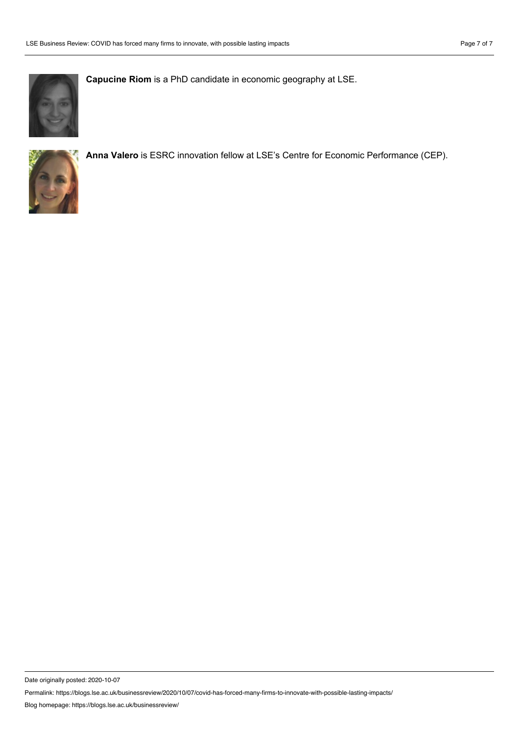**Capucine Riom** is a PhD candidate in economic geography at LSE.

**Anna Valero** is ESRC innovation fellow at LSE's Centre for Economic Performance (CEP).

Date originally posted: 2020-10-07

Permalink: https://blogs.lse.ac.uk/businessreview/2020/10/07/covid-has-forced-many-firms-to-innovate-with-possible-lasting-impacts/

Blog homepage: https://blogs.lse.ac.uk/businessreview/